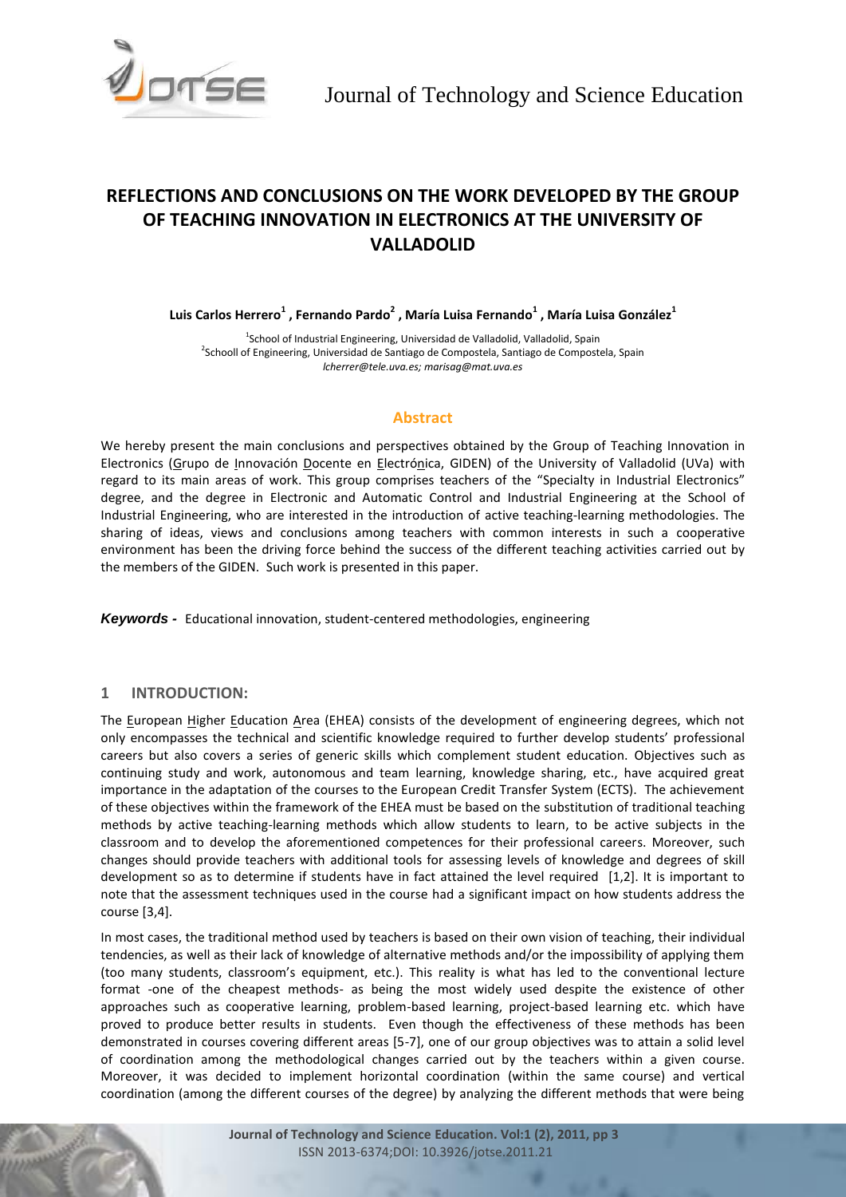# REFLECTIONS AND CONCLUSIONS ON THE WORK DEVELOPED BY THE GROUP OF TEACHING INNOVATION IN ELECTRONICS AT THE UNIVERSITY OF VALLADOLID

**Luis Carlos Herrero[1] , Fernando Pardo[2] , María Luisa Fernando[1] , María Luisa González[1]**

[1]School of Industrial Engineering, Universidad de Valladolid, Valladolid, Spain
[2]Schooll of Engineering, Universidad de Santiago de Compostela, Santiago de Compostela, Spain
*lcherrer@tele.uva.es; marisag@mat.uva.es*

## Abstract

We hereby present the main conclusions and perspectives obtained by the Group of Teaching Innovation in Electronics (Grupo de Innovación Docente en Electrónica, GIDEN) of the University of Valladolid (UVa) with regard to its main areas of work. This group comprises teachers of the "Specialty in Industrial Electronics" degree, and the degree in Electronic and Automatic Control and Industrial Engineering at the School of Industrial Engineering, who are interested in the introduction of active teaching-learning methodologies. The sharing of ideas, views and conclusions among teachers with common interests in such a cooperative environment has been the driving force behind the success of the different teaching activities carried out by the members of the GIDEN. Such work is presented in this paper.

***Keywords -*** Educational innovation, student-centered methodologies, engineering

## 1 INTRODUCTION:

The European Higher Education Area (EHEA) consists of the development of engineering degrees, which not only encompasses the technical and scientific knowledge required to further develop students' professional careers but also covers a series of generic skills which complement student education. Objectives such as continuing study and work, autonomous and team learning, knowledge sharing, etc., have acquired great importance in the adaptation of the courses to the European Credit Transfer System (ECTS). The achievement of these objectives within the framework of the EHEA must be based on the substitution of traditional teaching methods by active teaching-learning methods which allow students to learn, to be active subjects in the classroom and to develop the aforementioned competences for their professional careers. Moreover, such changes should provide teachers with additional tools for assessing levels of knowledge and degrees of skill development so as to determine if students have in fact attained the level required [1,2]. It is important to note that the assessment techniques used in the course had a significant impact on how students address the course [3,4].

In most cases, the traditional method used by teachers is based on their own vision of teaching, their individual tendencies, as well as their lack of knowledge of alternative methods and/or the impossibility of applying them (too many students, classroom's equipment, etc.). This reality is what has led to the conventional lecture format -one of the cheapest methods- as being the most widely used despite the existence of other approaches such as cooperative learning, problem-based learning, project-based learning etc. which have proved to produce better results in students. Even though the effectiveness of these methods has been demonstrated in courses covering different areas [5-7], one of our group objectives was to attain a solid level of coordination among the methodological changes carried out by the teachers within a given course. Moreover, it was decided to implement horizontal coordination (within the same course) and vertical coordination (among the different courses of the degree) by analyzing the different methods that were being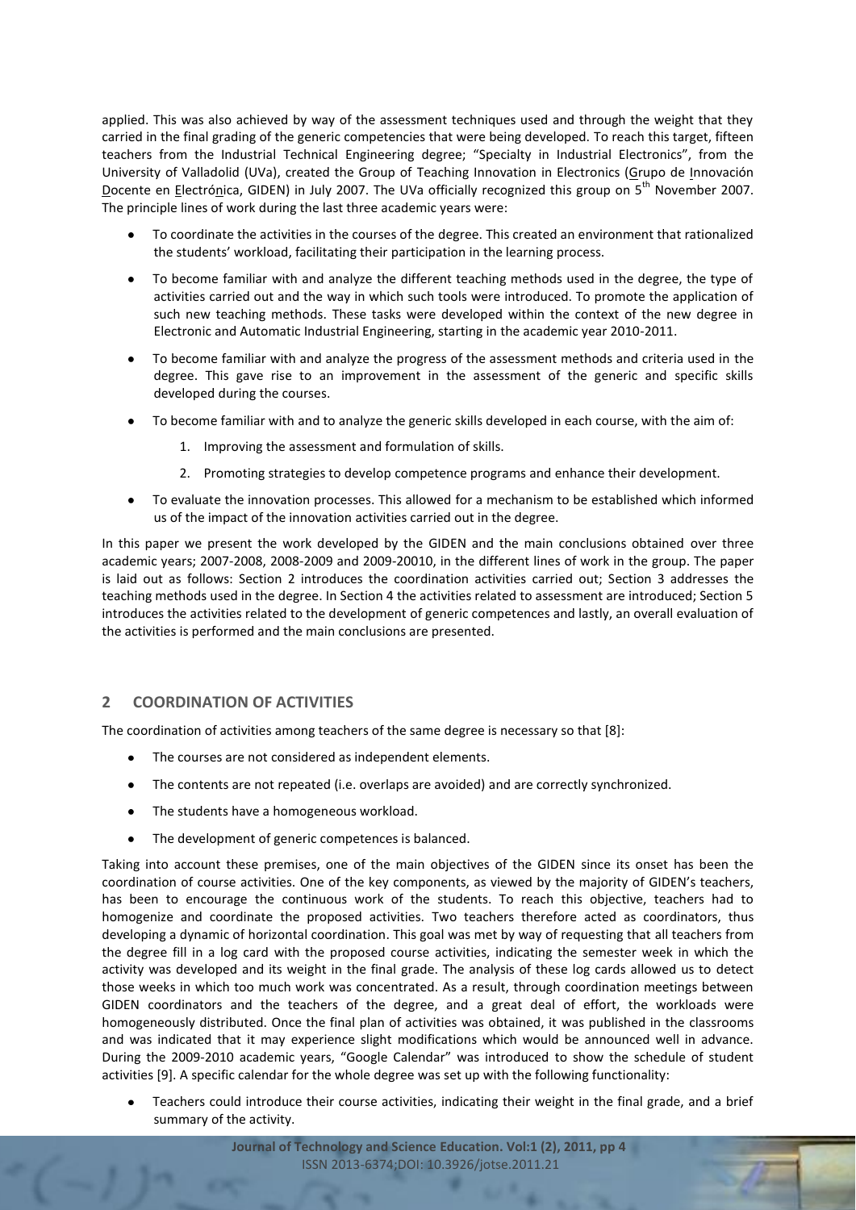applied. This was also achieved by way of the assessment techniques used and through the weight that they carried in the final grading of the generic competencies that were being developed. To reach this target, fifteen teachers from the Industrial Technical Engineering degree; "Specialty in Industrial Electronics", from the University of Valladolid (UVa), created the Group of Teaching Innovation in Electronics (Grupo de Innovación Docente en Electrónica, GIDEN) in July 2007. The UVa officially recognized this group on 5th November 2007. The principle lines of work during the last three academic years were:

- To coordinate the activities in the courses of the degree. This created an environment that rationalized the students' workload, facilitating their participation in the learning process.
- To become familiar with and analyze the different teaching methods used in the degree, the type of activities carried out and the way in which such tools were introduced. To promote the application of such new teaching methods. These tasks were developed within the context of the new degree in Electronic and Automatic Industrial Engineering, starting in the academic year 2010-2011.
- To become familiar with and analyze the progress of the assessment methods and criteria used in the degree. This gave rise to an improvement in the assessment of the generic and specific skills developed during the courses.
- To become familiar with and to analyze the generic skills developed in each course, with the aim of:
    1. Improving the assessment and formulation of skills.
    2. Promoting strategies to develop competence programs and enhance their development.
- To evaluate the innovation processes. This allowed for a mechanism to be established which informed us of the impact of the innovation activities carried out in the degree.

In this paper we present the work developed by the GIDEN and the main conclusions obtained over three academic years; 2007-2008, 2008-2009 and 2009-20010, in the different lines of work in the group. The paper is laid out as follows: Section 2 introduces the coordination activities carried out; Section 3 addresses the teaching methods used in the degree. In Section 4 the activities related to assessment are introduced; Section 5 introduces the activities related to the development of generic competences and lastly, an overall evaluation of the activities is performed and the main conclusions are presented.

## 2 COORDINATION OF ACTIVITIES

The coordination of activities among teachers of the same degree is necessary so that [8]:

- The courses are not considered as independent elements.
- The contents are not repeated (i.e. overlaps are avoided) and are correctly synchronized.
- The students have a homogeneous workload.
- The development of generic competences is balanced.

Taking into account these premises, one of the main objectives of the GIDEN since its onset has been the coordination of course activities. One of the key components, as viewed by the majority of GIDEN's teachers, has been to encourage the continuous work of the students. To reach this objective, teachers had to homogenize and coordinate the proposed activities. Two teachers therefore acted as coordinators, thus developing a dynamic of horizontal coordination. This goal was met by way of requesting that all teachers from the degree fill in a log card with the proposed course activities, indicating the semester week in which the activity was developed and its weight in the final grade. The analysis of these log cards allowed us to detect those weeks in which too much work was concentrated. As a result, through coordination meetings between GIDEN coordinators and the teachers of the degree, and a great deal of effort, the workloads were homogeneously distributed. Once the final plan of activities was obtained, it was published in the classrooms and was indicated that it may experience slight modifications which would be announced well in advance. During the 2009-2010 academic years, "Google Calendar" was introduced to show the schedule of student activities [9]. A specific calendar for the whole degree was set up with the following functionality:

- Teachers could introduce their course activities, indicating their weight in the final grade, and a brief summary of the activity.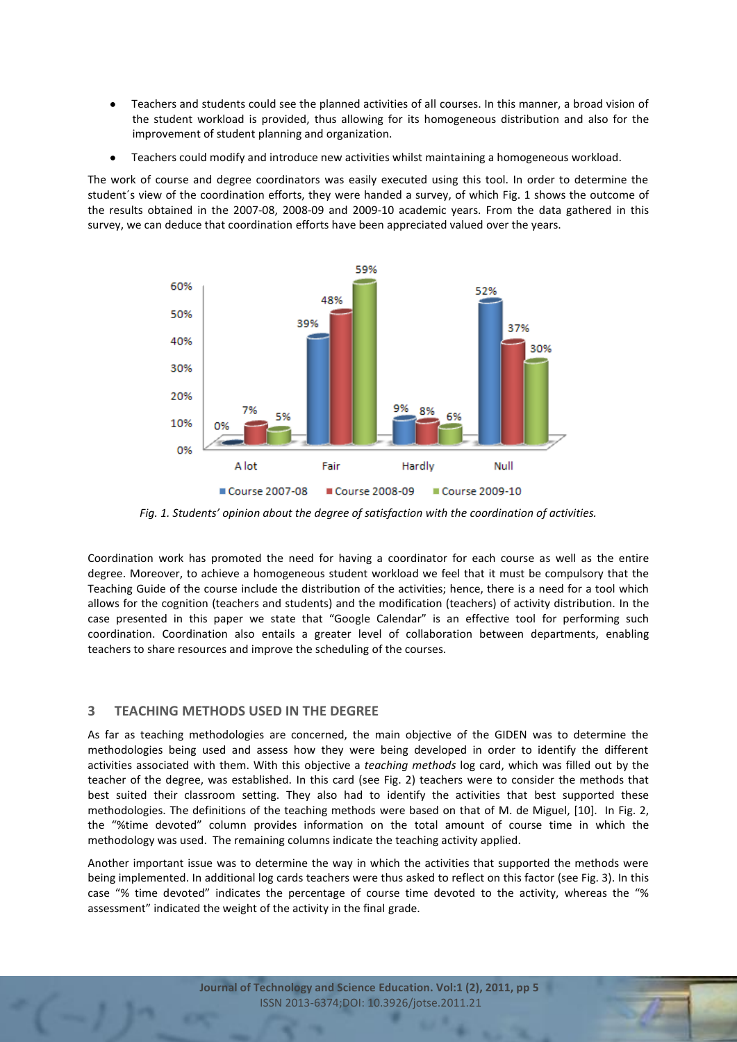- Teachers and students could see the planned activities of all courses. In this manner, a broad vision of the student workload is provided, thus allowing for its homogeneous distribution and also for the improvement of student planning and organization.
- Teachers could modify and introduce new activities whilst maintaining a homogeneous workload.

The work of course and degree coordinators was easily executed using this tool. In order to determine the student´s view of the coordination efforts, they were handed a survey, of which Fig. 1 shows the outcome of the results obtained in the 2007-08, 2008-09 and 2009-10 academic years. From the data gathered in this survey, we can deduce that coordination efforts have been appreciated valued over the years.

*Fig. 1. Students' opinion about the degree of satisfaction with the coordination of activities.*

Coordination work has promoted the need for having a coordinator for each course as well as the entire degree. Moreover, to achieve a homogeneous student workload we feel that it must be compulsory that the Teaching Guide of the course include the distribution of the activities; hence, there is a need for a tool which allows for the cognition (teachers and students) and the modification (teachers) of activity distribution. In the case presented in this paper we state that "Google Calendar" is an effective tool for performing such coordination. Coordination also entails a greater level of collaboration between departments, enabling teachers to share resources and improve the scheduling of the courses.

## 3 TEACHING METHODS USED IN THE DEGREE

As far as teaching methodologies are concerned, the main objective of the GIDEN was to determine the methodologies being used and assess how they were being developed in order to identify the different activities associated with them. With this objective a *teaching methods* log card, which was filled out by the teacher of the degree, was established. In this card (see Fig. 2) teachers were to consider the methods that best suited their classroom setting. They also had to identify the activities that best supported these methodologies. The definitions of the teaching methods were based on that of M. de Miguel, [10]. In Fig. 2, the "%time devoted" column provides information on the total amount of course time in which the methodology was used. The remaining columns indicate the teaching activity applied.

Another important issue was to determine the way in which the activities that supported the methods were being implemented. In additional log cards teachers were thus asked to reflect on this factor (see Fig. 3). In this case "% time devoted" indicates the percentage of course time devoted to the activity, whereas the "% assessment" indicated the weight of the activity in the final grade.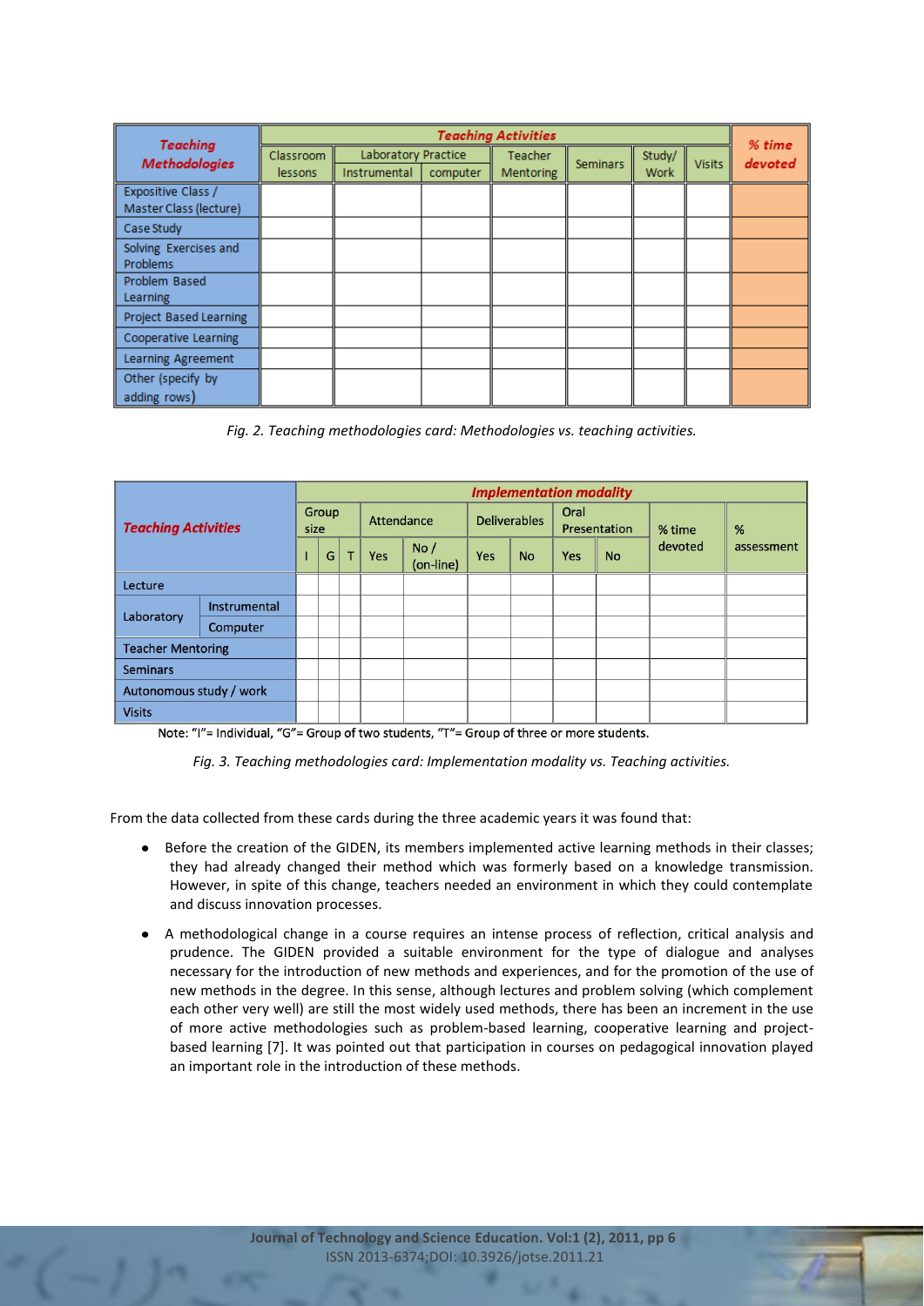| Teaching Methodologies | Teaching Activities | | | | | | | % time devoted |
|---|---|---|---|---|---|---|---|---|
| | Classroom lessons | Laboratory Practice | | Teacher Mentoring | Seminars | Study/ Work | Visits | |
| | | Instrumental | computer | | | | | |
| Expositive Class / Master Class (lecture) | | | | | | | | |
| Case Study | | | | | | | | |
| Solving Exercises and Problems | | | | | | | | |
| Problem Based Learning | | | | | | | | |
| Project Based Learning | | | | | | | | |
| Cooperative Learning | | | | | | | | |
| Learning Agreement | | | | | | | | |
| Other (specify by adding rows) | | | | | | | | |

*Fig. 2. Teaching methodologies card: Methodologies vs. teaching activities.*

| Teaching Activities | | Implementation modality | | | | | | | | | | |
|---|---|---|---|---|---|---|---|---|---|---|---|---|
| | | Group size | | | Attendance | | Deliverables | | Oral Presentation | | % time devoted | % assessment |
| | | I | G | T | Yes | No / (on-line) | Yes | No | Yes | No | | |
| Lecture | | | | | | | | | | | | |
| Laboratory | Instrumental | | | | | | | | | | | |
| | Computer | | | | | | | | | | | |
| Teacher Mentoring | | | | | | | | | | | | |
| Seminars | | | | | | | | | | | | |
| Autonomous study / work | | | | | | | | | | | | |
| Visits | | | | | | | | | | | | |

Note: "I"= Individual, "G"= Group of two students, "T"= Group of three or more students.

*Fig. 3. Teaching methodologies card: Implementation modality vs. Teaching activities.*

From the data collected from these cards during the three academic years it was found that:

- Before the creation of the GIDEN, its members implemented active learning methods in their classes; they had already changed their method which was formerly based on a knowledge transmission. However, in spite of this change, teachers needed an environment in which they could contemplate and discuss innovation processes.
- A methodological change in a course requires an intense process of reflection, critical analysis and prudence. The GIDEN provided a suitable environment for the type of dialogue and analyses necessary for the introduction of new methods and experiences, and for the promotion of the use of new methods in the degree. In this sense, although lectures and problem solving (which complement each other very well) are still the most widely used methods, there has been an increment in the use of more active methodologies such as problem-based learning, cooperative learning and project-based learning [7]. It was pointed out that participation in courses on pedagogical innovation played an important role in the introduction of these methods.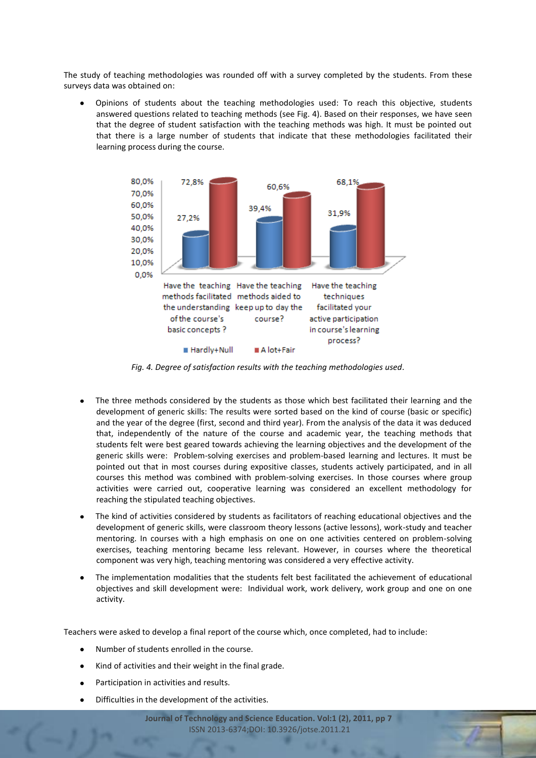The study of teaching methodologies was rounded off with a survey completed by the students. From these surveys data was obtained on:

- Opinions of students about the teaching methodologies used: To reach this objective, students answered questions related to teaching methods (see Fig. 4). Based on their responses, we have seen that the degree of student satisfaction with the teaching methods was high. It must be pointed out that there is a large number of students that indicate that these methodologies facilitated their learning process during the course.

| | Hardly+Null | A lot+Fair |
|---|---|---|
| Have the teaching methods facilitated the understanding of the course's basic concepts ? | 27,2% | 72,8% |
| Have the teaching methods aided to keep up to day the course? | 39,4% | 60,6% |
| Have the teaching techniques facilitated your active participation in course's learning process? | 31,9% | 68,1% |

*Fig. 4. Degree of satisfaction results with the teaching methodologies used*.

- The three methods considered by the students as those which best facilitated their learning and the development of generic skills: The results were sorted based on the kind of course (basic or specific) and the year of the degree (first, second and third year). From the analysis of the data it was deduced that, independently of the nature of the course and academic year, the teaching methods that students felt were best geared towards achieving the learning objectives and the development of the generic skills were: Problem-solving exercises and problem-based learning and lectures. It must be pointed out that in most courses during expositive classes, students actively participated, and in all courses this method was combined with problem-solving exercises. In those courses where group activities were carried out, cooperative learning was considered an excellent methodology for reaching the stipulated teaching objectives.

- The kind of activities considered by students as facilitators of reaching educational objectives and the development of generic skills, were classroom theory lessons (active lessons), work-study and teacher mentoring. In courses with a high emphasis on one on one activities centered on problem-solving exercises, teaching mentoring became less relevant. However, in courses where the theoretical component was very high, teaching mentoring was considered a very effective activity.

- The implementation modalities that the students felt best facilitated the achievement of educational objectives and skill development were: Individual work, work delivery, work group and one on one activity.

Teachers were asked to develop a final report of the course which, once completed, had to include:

- Number of students enrolled in the course.
- Kind of activities and their weight in the final grade.
- Participation in activities and results.
- Difficulties in the development of the activities.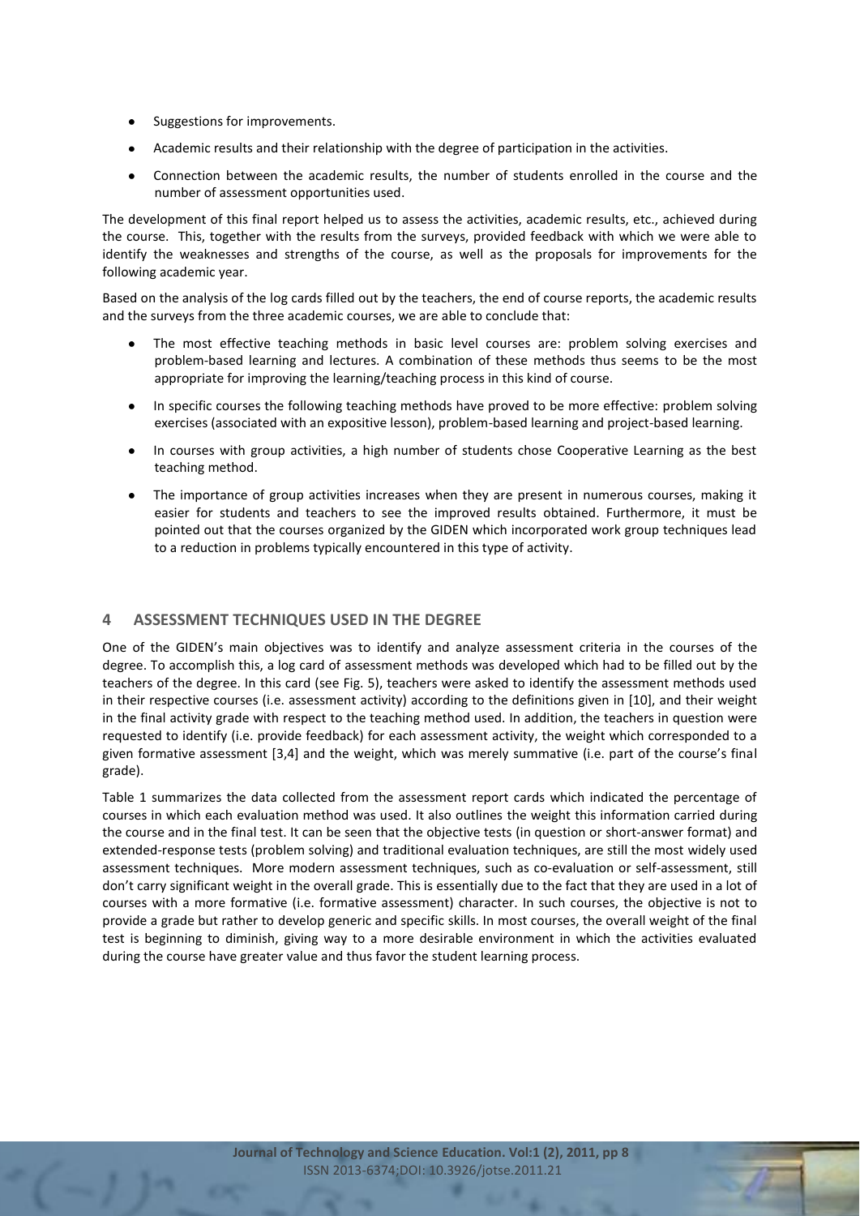- Suggestions for improvements.
- Academic results and their relationship with the degree of participation in the activities.
- Connection between the academic results, the number of students enrolled in the course and the number of assessment opportunities used.

The development of this final report helped us to assess the activities, academic results, etc., achieved during the course. This, together with the results from the surveys, provided feedback with which we were able to identify the weaknesses and strengths of the course, as well as the proposals for improvements for the following academic year.

Based on the analysis of the log cards filled out by the teachers, the end of course reports, the academic results and the surveys from the three academic courses, we are able to conclude that:

- The most effective teaching methods in basic level courses are: problem solving exercises and problem-based learning and lectures. A combination of these methods thus seems to be the most appropriate for improving the learning/teaching process in this kind of course.
- In specific courses the following teaching methods have proved to be more effective: problem solving exercises (associated with an expositive lesson), problem-based learning and project-based learning.
- In courses with group activities, a high number of students chose Cooperative Learning as the best teaching method.
- The importance of group activities increases when they are present in numerous courses, making it easier for students and teachers to see the improved results obtained. Furthermore, it must be pointed out that the courses organized by the GIDEN which incorporated work group techniques lead to a reduction in problems typically encountered in this type of activity.

## 4 ASSESSMENT TECHNIQUES USED IN THE DEGREE

One of the GIDEN's main objectives was to identify and analyze assessment criteria in the courses of the degree. To accomplish this, a log card of assessment methods was developed which had to be filled out by the teachers of the degree. In this card (see Fig. 5), teachers were asked to identify the assessment methods used in their respective courses (i.e. assessment activity) according to the definitions given in [10], and their weight in the final activity grade with respect to the teaching method used. In addition, the teachers in question were requested to identify (i.e. provide feedback) for each assessment activity, the weight which corresponded to a given formative assessment [3,4] and the weight, which was merely summative (i.e. part of the course's final grade).

Table 1 summarizes the data collected from the assessment report cards which indicated the percentage of courses in which each evaluation method was used. It also outlines the weight this information carried during the course and in the final test. It can be seen that the objective tests (in question or short-answer format) and extended-response tests (problem solving) and traditional evaluation techniques, are still the most widely used assessment techniques. More modern assessment techniques, such as co-evaluation or self-assessment, still don't carry significant weight in the overall grade. This is essentially due to the fact that they are used in a lot of courses with a more formative (i.e. formative assessment) character. In such courses, the objective is not to provide a grade but rather to develop generic and specific skills. In most courses, the overall weight of the final test is beginning to diminish, giving way to a more desirable environment in which the activities evaluated during the course have greater value and thus favor the student learning process.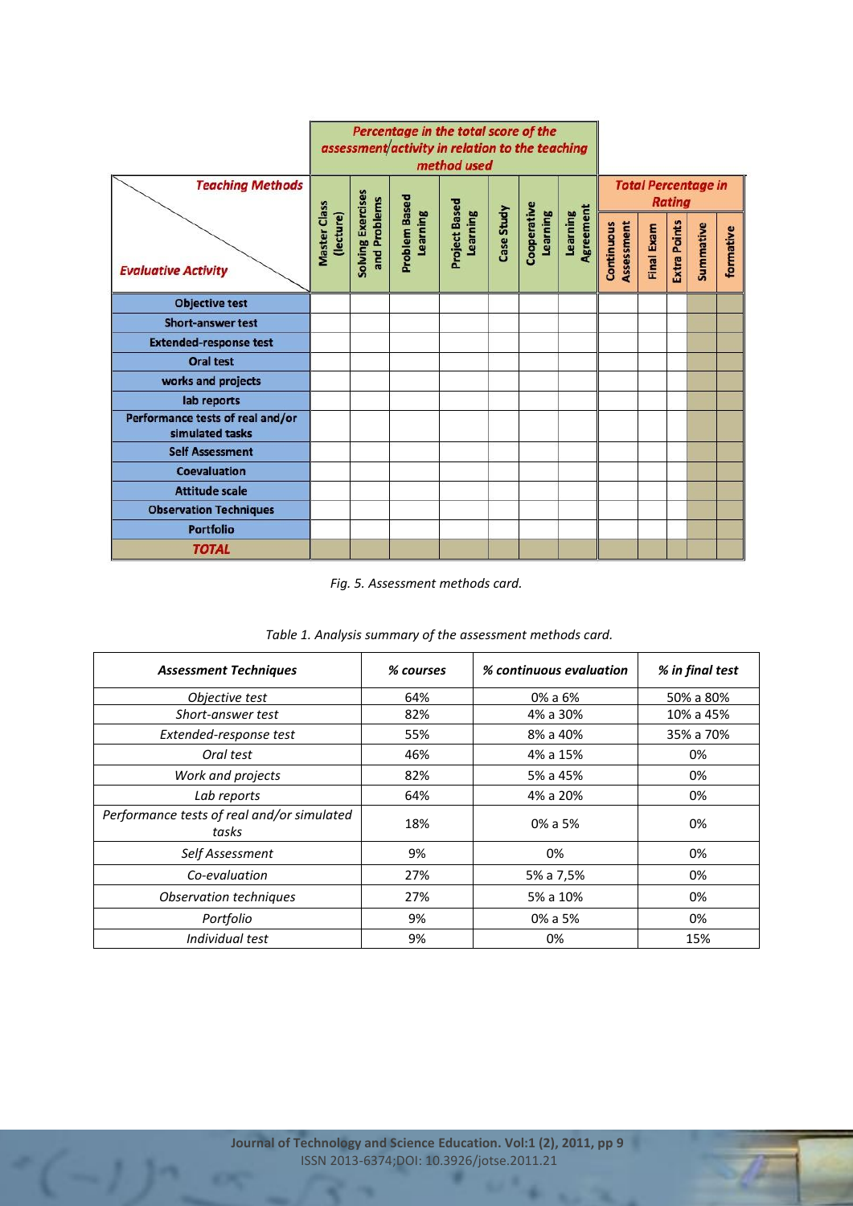| Teaching Methods / Evaluative Activity | Percentage in the total score of the assessment/activity in relation to the teaching method used | | | | | | | Total Percentage in Rating | | | | |
|---|---|---|---|---|---|---|---|---|---|---|---|---|
| | Master Class (lecture) | Solving Exercises and Problems | Problem Based Learning | Project Based Learning | Case Study | Cooperative Learning | Learning Agreement | Continuous Assessment | Final Exam | Extra Points | Summative | formative |
| Objective test | | | | | | | | | | | | |
| Short-answer test | | | | | | | | | | | | |
| Extended-response test | | | | | | | | | | | | |
| Oral test | | | | | | | | | | | | |
| works and projects | | | | | | | | | | | | |
| lab reports | | | | | | | | | | | | |
| Performance tests of real and/or simulated tasks | | | | | | | | | | | | |
| Self Assessment | | | | | | | | | | | | |
| Coevaluation | | | | | | | | | | | | |
| Attitude scale | | | | | | | | | | | | |
| Observation Techniques | | | | | | | | | | | | |
| Portfolio | | | | | | | | | | | | |
| **TOTAL** | | | | | | | | | | | | |

*Fig. 5. Assessment methods card.*

*Table 1. Analysis summary of the assessment methods card.*

| *Assessment Techniques* | *% courses* | *% continuous evaluation* | *% in final test* |
|---|---|---|---|
| *Objective test* | 64% | 0% a 6% | 50% a 80% |
| *Short-answer test* | 82% | 4% a 30% | 10% a 45% |
| *Extended-response test* | 55% | 8% a 40% | 35% a 70% |
| *Oral test* | 46% | 4% a 15% | 0% |
| *Work and projects* | 82% | 5% a 45% | 0% |
| *Lab reports* | 64% | 4% a 20% | 0% |
| *Performance tests of real and/or simulated tasks* | 18% | 0% a 5% | 0% |
| *Self Assessment* | 9% | 0% | 0% |
| *Co-evaluation* | 27% | 5% a 7,5% | 0% |
| *Observation techniques* | 27% | 5% a 10% | 0% |
| *Portfolio* | 9% | 0% a 5% | 0% |
| *Individual test* | 9% | 0% | 15% |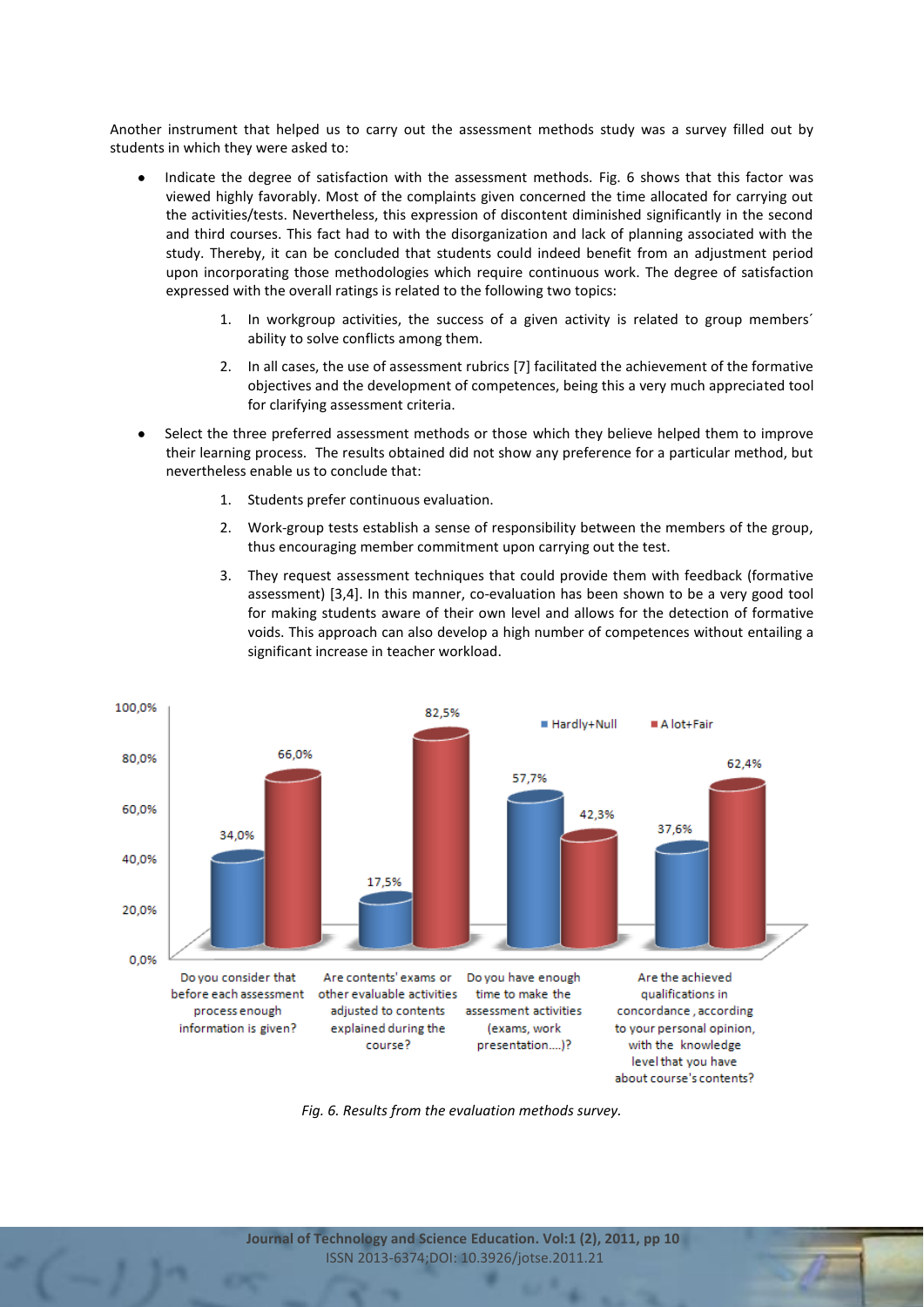Another instrument that helped us to carry out the assessment methods study was a survey filled out by students in which they were asked to:

- Indicate the degree of satisfaction with the assessment methods. Fig. 6 shows that this factor was viewed highly favorably. Most of the complaints given concerned the time allocated for carrying out the activities/tests. Nevertheless, this expression of discontent diminished significantly in the second and third courses. This fact had to with the disorganization and lack of planning associated with the study. Thereby, it can be concluded that students could indeed benefit from an adjustment period upon incorporating those methodologies which require continuous work. The degree of satisfaction expressed with the overall ratings is related to the following two topics:

    1. In workgroup activities, the success of a given activity is related to group members´ ability to solve conflicts among them.
    2. In all cases, the use of assessment rubrics [7] facilitated the achievement of the formative objectives and the development of competences, being this a very much appreciated tool for clarifying assessment criteria.

- Select the three preferred assessment methods or those which they believe helped them to improve their learning process. The results obtained did not show any preference for a particular method, but nevertheless enable us to conclude that:

    1. Students prefer continuous evaluation.
    2. Work-group tests establish a sense of responsibility between the members of the group, thus encouraging member commitment upon carrying out the test.
    3. They request assessment techniques that could provide them with feedback (formative assessment) [3,4]. In this manner, co-evaluation has been shown to be a very good tool for making students aware of their own level and allows for the detection of formative voids. This approach can also develop a high number of competences without entailing a significant increase in teacher workload.

| Question | Hardly+Null | A lot+Fair |
|---|---|---|
| Do you consider that before each assessment process enough information is given? | 34,0% | 66,0% |
| Are contents' exams or other evaluable activities adjusted to contents explained during the course? | 17,5% | 82,5% |
| Do you have enough time to make the assessment activities (exams, work presentation....)? | 57,7% | 42,3% |
| Are the achieved qualifications in concordance, according to your personal opinion, with the knowledge level that you have about course's contents? | 37,6% | 62,4% |

*Fig. 6. Results from the evaluation methods survey.*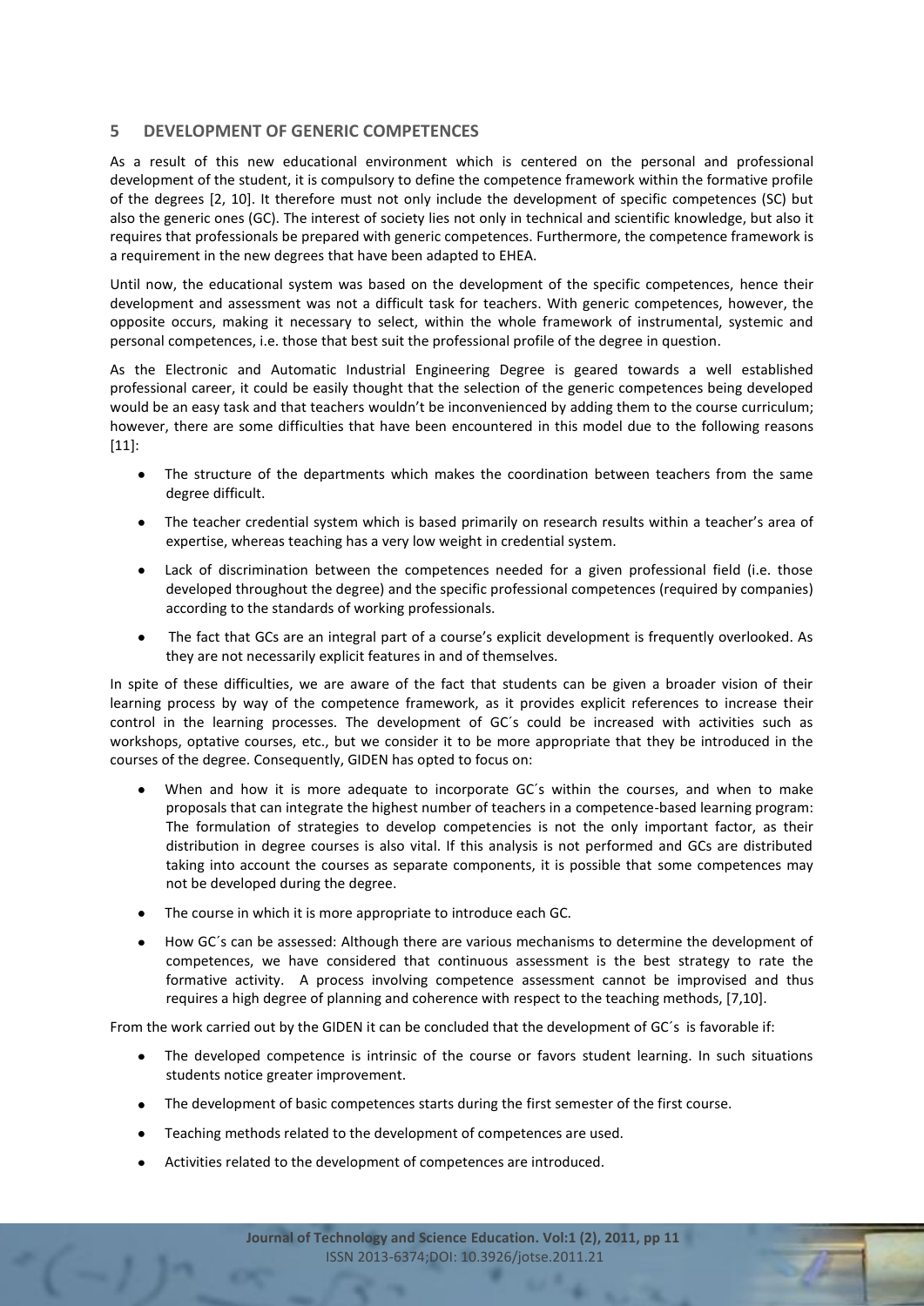## 5 DEVELOPMENT OF GENERIC COMPETENCES

As a result of this new educational environment which is centered on the personal and professional development of the student, it is compulsory to define the competence framework within the formative profile of the degrees [2, 10]. It therefore must not only include the development of specific competences (SC) but also the generic ones (GC). The interest of society lies not only in technical and scientific knowledge, but also it requires that professionals be prepared with generic competences. Furthermore, the competence framework is a requirement in the new degrees that have been adapted to EHEA.

Until now, the educational system was based on the development of the specific competences, hence their development and assessment was not a difficult task for teachers. With generic competences, however, the opposite occurs, making it necessary to select, within the whole framework of instrumental, systemic and personal competences, i.e. those that best suit the professional profile of the degree in question.

As the Electronic and Automatic Industrial Engineering Degree is geared towards a well established professional career, it could be easily thought that the selection of the generic competences being developed would be an easy task and that teachers wouldn't be inconvenienced by adding them to the course curriculum; however, there are some difficulties that have been encountered in this model due to the following reasons [11]:

- The structure of the departments which makes the coordination between teachers from the same degree difficult.
- The teacher credential system which is based primarily on research results within a teacher's area of expertise, whereas teaching has a very low weight in credential system.
- Lack of discrimination between the competences needed for a given professional field (i.e. those developed throughout the degree) and the specific professional competences (required by companies) according to the standards of working professionals.
- The fact that GCs are an integral part of a course's explicit development is frequently overlooked. As they are not necessarily explicit features in and of themselves.

In spite of these difficulties, we are aware of the fact that students can be given a broader vision of their learning process by way of the competence framework, as it provides explicit references to increase their control in the learning processes. The development of GC´s could be increased with activities such as workshops, optative courses, etc., but we consider it to be more appropriate that they be introduced in the courses of the degree. Consequently, GIDEN has opted to focus on:

- When and how it is more adequate to incorporate GC´s within the courses, and when to make proposals that can integrate the highest number of teachers in a competence-based learning program: The formulation of strategies to develop competencies is not the only important factor, as their distribution in degree courses is also vital. If this analysis is not performed and GCs are distributed taking into account the courses as separate components, it is possible that some competences may not be developed during the degree.
- The course in which it is more appropriate to introduce each GC.
- How GC´s can be assessed: Although there are various mechanisms to determine the development of competences, we have considered that continuous assessment is the best strategy to rate the formative activity. A process involving competence assessment cannot be improvised and thus requires a high degree of planning and coherence with respect to the teaching methods, [7,10].

From the work carried out by the GIDEN it can be concluded that the development of GC´s is favorable if:

- The developed competence is intrinsic of the course or favors student learning. In such situations students notice greater improvement.
- The development of basic competences starts during the first semester of the first course.
- Teaching methods related to the development of competences are used.
- Activities related to the development of competences are introduced.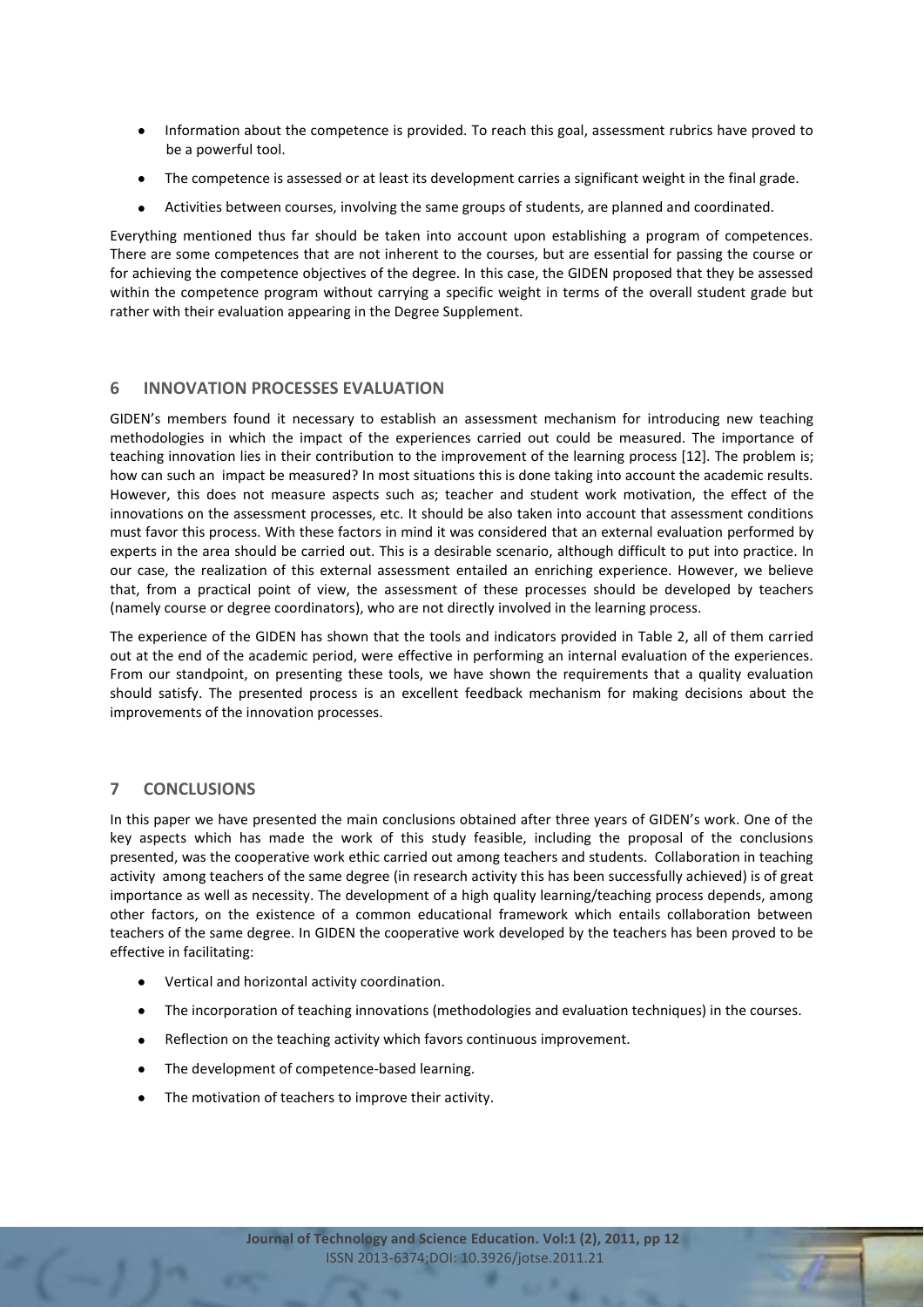- Information about the competence is provided. To reach this goal, assessment rubrics have proved to be a powerful tool.
- The competence is assessed or at least its development carries a significant weight in the final grade.
- Activities between courses, involving the same groups of students, are planned and coordinated.

Everything mentioned thus far should be taken into account upon establishing a program of competences. There are some competences that are not inherent to the courses, but are essential for passing the course or for achieving the competence objectives of the degree. In this case, the GIDEN proposed that they be assessed within the competence program without carrying a specific weight in terms of the overall student grade but rather with their evaluation appearing in the Degree Supplement.

## 6 INNOVATION PROCESSES EVALUATION

GIDEN's members found it necessary to establish an assessment mechanism for introducing new teaching methodologies in which the impact of the experiences carried out could be measured. The importance of teaching innovation lies in their contribution to the improvement of the learning process [12]. The problem is; how can such an impact be measured? In most situations this is done taking into account the academic results. However, this does not measure aspects such as; teacher and student work motivation, the effect of the innovations on the assessment processes, etc. It should be also taken into account that assessment conditions must favor this process. With these factors in mind it was considered that an external evaluation performed by experts in the area should be carried out. This is a desirable scenario, although difficult to put into practice. In our case, the realization of this external assessment entailed an enriching experience. However, we believe that, from a practical point of view, the assessment of these processes should be developed by teachers (namely course or degree coordinators), who are not directly involved in the learning process.

The experience of the GIDEN has shown that the tools and indicators provided in Table 2, all of them carried out at the end of the academic period, were effective in performing an internal evaluation of the experiences. From our standpoint, on presenting these tools, we have shown the requirements that a quality evaluation should satisfy. The presented process is an excellent feedback mechanism for making decisions about the improvements of the innovation processes.

## 7 CONCLUSIONS

In this paper we have presented the main conclusions obtained after three years of GIDEN's work. One of the key aspects which has made the work of this study feasible, including the proposal of the conclusions presented, was the cooperative work ethic carried out among teachers and students. Collaboration in teaching activity among teachers of the same degree (in research activity this has been successfully achieved) is of great importance as well as necessity. The development of a high quality learning/teaching process depends, among other factors, on the existence of a common educational framework which entails collaboration between teachers of the same degree. In GIDEN the cooperative work developed by the teachers has been proved to be effective in facilitating:

- Vertical and horizontal activity coordination.
- The incorporation of teaching innovations (methodologies and evaluation techniques) in the courses.
- Reflection on the teaching activity which favors continuous improvement.
- The development of competence-based learning.
- The motivation of teachers to improve their activity.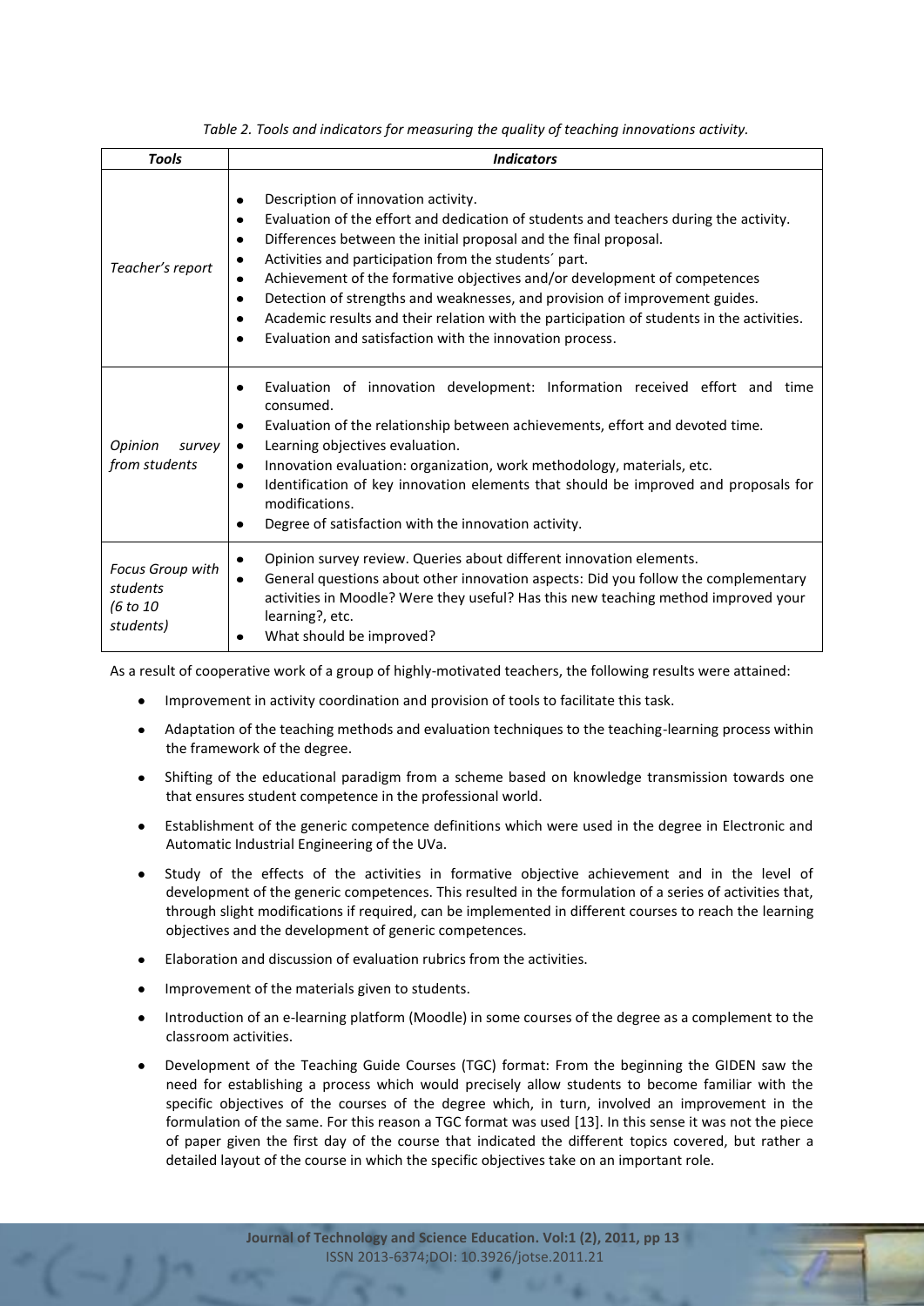*Table 2. Tools and indicators for measuring the quality of teaching innovations activity.*

| ***Tools*** | ***Indicators*** |
|---|---|
| *Teacher's report* | • Description of innovation activity.<br>• Evaluation of the effort and dedication of students and teachers during the activity.<br>• Differences between the initial proposal and the final proposal.<br>• Activities and participation from the students´ part.<br>• Achievement of the formative objectives and/or development of competences<br>• Detection of strengths and weaknesses, and provision of improvement guides.<br>• Academic results and their relation with the participation of students in the activities.<br>• Evaluation and satisfaction with the innovation process. |
| *Opinion survey from students* | • Evaluation of innovation development: Information received effort and time consumed.<br>• Evaluation of the relationship between achievements, effort and devoted time.<br>• Learning objectives evaluation.<br>• Innovation evaluation: organization, work methodology, materials, etc.<br>• Identification of key innovation elements that should be improved and proposals for modifications.<br>• Degree of satisfaction with the innovation activity. |
| *Focus Group with students (6 to 10 students)* | • Opinion survey review. Queries about different innovation elements.<br>• General questions about other innovation aspects: Did you follow the complementary activities in Moodle? Were they useful? Has this new teaching method improved your learning?, etc.<br>• What should be improved? |

As a result of cooperative work of a group of highly-motivated teachers, the following results were attained:

- Improvement in activity coordination and provision of tools to facilitate this task.
- Adaptation of the teaching methods and evaluation techniques to the teaching-learning process within the framework of the degree.
- Shifting of the educational paradigm from a scheme based on knowledge transmission towards one that ensures student competence in the professional world.
- Establishment of the generic competence definitions which were used in the degree in Electronic and Automatic Industrial Engineering of the UVa.
- Study of the effects of the activities in formative objective achievement and in the level of development of the generic competences. This resulted in the formulation of a series of activities that, through slight modifications if required, can be implemented in different courses to reach the learning objectives and the development of generic competences.
- Elaboration and discussion of evaluation rubrics from the activities.
- Improvement of the materials given to students.
- Introduction of an e-learning platform (Moodle) in some courses of the degree as a complement to the classroom activities.
- Development of the Teaching Guide Courses (TGC) format: From the beginning the GIDEN saw the need for establishing a process which would precisely allow students to become familiar with the specific objectives of the courses of the degree which, in turn, involved an improvement in the formulation of the same. For this reason a TGC format was used [13]. In this sense it was not the piece of paper given the first day of the course that indicated the different topics covered, but rather a detailed layout of the course in which the specific objectives take on an important role.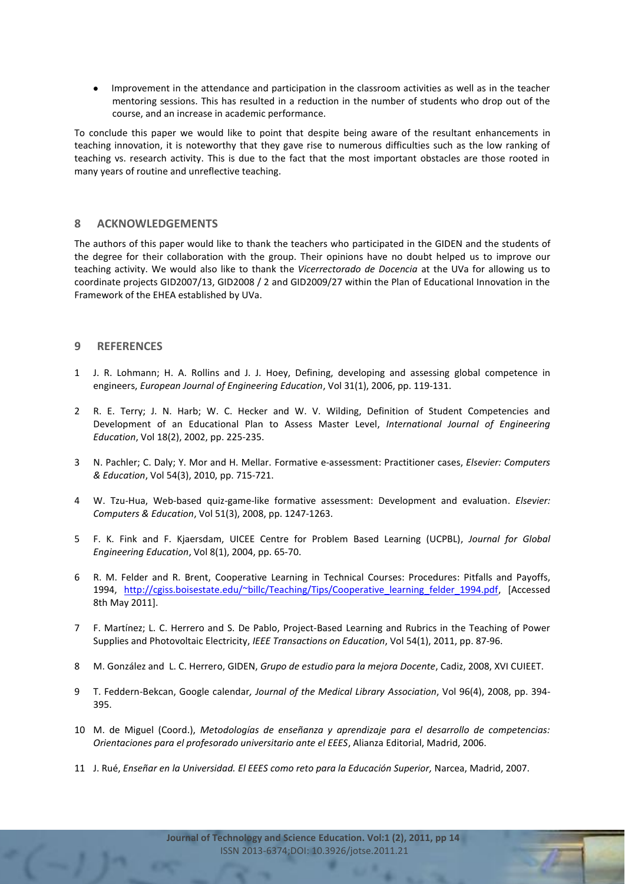- Improvement in the attendance and participation in the classroom activities as well as in the teacher mentoring sessions. This has resulted in a reduction in the number of students who drop out of the course, and an increase in academic performance.

To conclude this paper we would like to point that despite being aware of the resultant enhancements in teaching innovation, it is noteworthy that they gave rise to numerous difficulties such as the low ranking of teaching vs. research activity. This is due to the fact that the most important obstacles are those rooted in many years of routine and unreflective teaching.

## 8 ACKNOWLEDGEMENTS

The authors of this paper would like to thank the teachers who participated in the GIDEN and the students of the degree for their collaboration with the group. Their opinions have no doubt helped us to improve our teaching activity. We would also like to thank the *Vicerrectorado de Docencia* at the UVa for allowing us to coordinate projects GID2007/13, GID2008 / 2 and GID2009/27 within the Plan of Educational Innovation in the Framework of the EHEA established by UVa.

## 9 REFERENCES

1 J. R. Lohmann; H. A. Rollins and J. J. Hoey, Defining, developing and assessing global competence in engineers, *European Journal of Engineering Education*, Vol 31(1), 2006, pp. 119-131.

2 R. E. Terry; J. N. Harb; W. C. Hecker and W. V. Wilding, Definition of Student Competencies and Development of an Educational Plan to Assess Master Level, *International Journal of Engineering Education*, Vol 18(2), 2002, pp. 225-235.

3 N. Pachler; C. Daly; Y. Mor and H. Mellar. Formative e-assessment: Practitioner cases, *Elsevier: Computers & Education*, Vol 54(3), 2010, pp. 715-721.

4 W. Tzu-Hua, Web-based quiz-game-like formative assessment: Development and evaluation. *Elsevier: Computers & Education*, Vol 51(3), 2008, pp. 1247-1263.

5 F. K. Fink and F. Kjaersdam, UICEE Centre for Problem Based Learning (UCPBL), *Journal for Global Engineering Education*, Vol 8(1), 2004, pp. 65-70.

6 R. M. Felder and R. Brent, Cooperative Learning in Technical Courses: Procedures: Pitfalls and Payoffs, 1994, http://cgiss.boisestate.edu/~billc/Teaching/Tips/Cooperative_learning_felder_1994.pdf, [Accessed 8th May 2011].

7 F. Martínez; L. C. Herrero and S. De Pablo, Project-Based Learning and Rubrics in the Teaching of Power Supplies and Photovoltaic Electricity, *IEEE Transactions on Education*, Vol 54(1), 2011, pp. 87-96.

8 M. González and L. C. Herrero, GIDEN, *Grupo de estudio para la mejora Docente*, Cadiz, 2008, XVI CUIEET.

9 T. Feddern-Bekcan, Google calendar*, Journal of the Medical Library Association*, Vol 96(4), 2008, pp. 394-395.

10 M. de Miguel (Coord.), *Metodologías de enseñanza y aprendizaje para el desarrollo de competencias: Orientaciones para el profesorado universitario ante el EEES*, Alianza Editorial, Madrid, 2006.

11 J. Rué, *Enseñar en la Universidad. El EEES como reto para la Educación Superior,* Narcea, Madrid, 2007.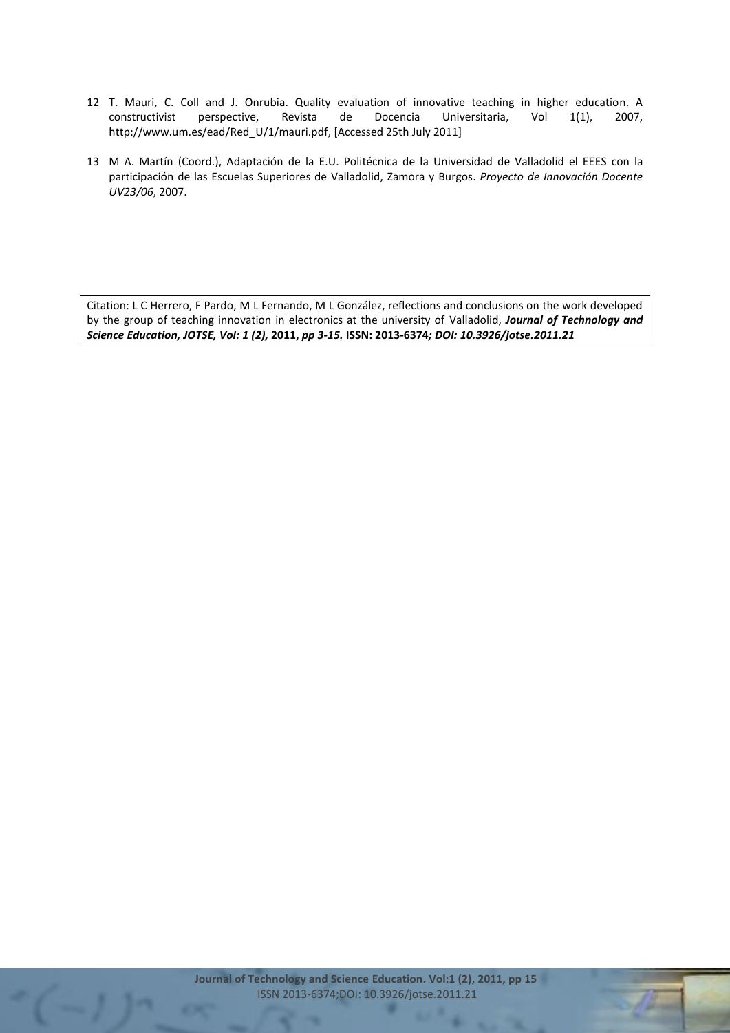12 T. Mauri, C. Coll and J. Onrubia. Quality evaluation of innovative teaching in higher education. A constructivist perspective, Revista de Docencia Universitaria, Vol 1(1), 2007, http://www.um.es/ead/Red_U/1/mauri.pdf, [Accessed 25th July 2011]

13 M A. Martín (Coord.), Adaptación de la E.U. Politécnica de la Universidad de Valladolid el EEES con la participación de las Escuelas Superiores de Valladolid, Zamora y Burgos. *Proyecto de Innovación Docente UV23/06*, 2007.

Citation: L C Herrero, F Pardo, M L Fernando, M L González, reflections and conclusions on the work developed by the group of teaching innovation in electronics at the university of Valladolid, ***Journal of Technology and Science Education, JOTSE, Vol: 1 (2),*** **2011,** ***pp 3-15.*** **ISSN: 2013-6374*; DOI: 10.3926/jotse.2011.21***